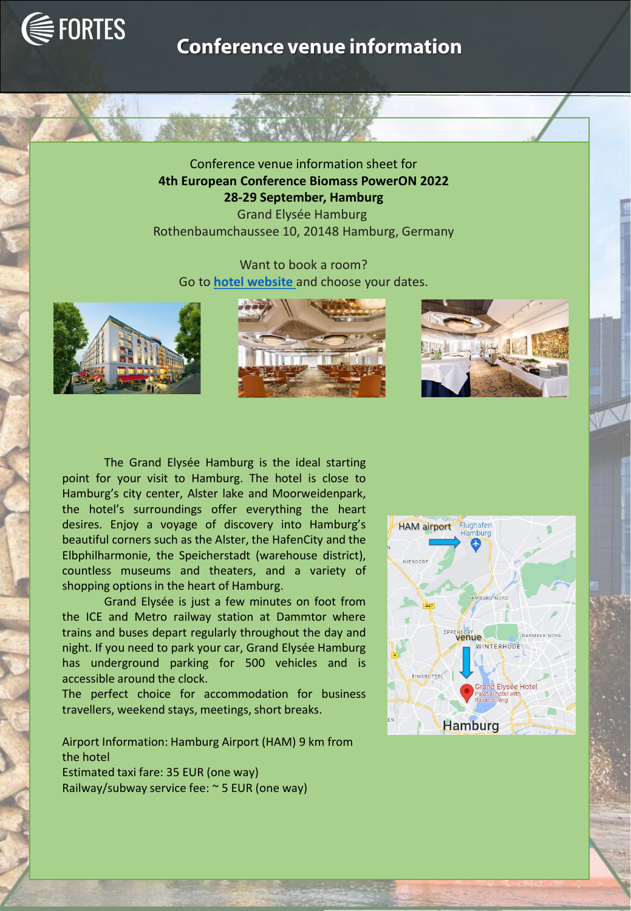FORTES

# Conference venue information

Conference venue information sheet for
**4th European Conference Biomass PowerON 2022**
**28-29 September, Hamburg**
Grand Elysée Hamburg
Rothenbaumchaussee 10, 20148 Hamburg, Germany

Want to book a room?
Go to **hotel website** and choose your dates.

The Grand Elysée Hamburg is the ideal starting point for your visit to Hamburg. The hotel is close to Hamburg's city center, Alster lake and Moorweidenpark, the hotel's surroundings offer everything the heart desires. Enjoy a voyage of discovery into Hamburg's beautiful corners such as the Alster, the HafenCity and the Elbphilharmonie, the Speicherstadt (warehouse district), countless museums and theaters, and a variety of shopping options in the heart of Hamburg.

Grand Elysée is just a few minutes on foot from the ICE and Metro railway station at Dammtor where trains and buses depart regularly throughout the day and night. If you need to park your car, Grand Elysée Hamburg has underground parking for 500 vehicles and is accessible around the clock.

The perfect choice for accommodation for business travellers, weekend stays, meetings, short breaks.

Airport Information: Hamburg Airport (HAM) 9 km from the hotel
Estimated taxi fare: 35 EUR (one way)
Railway/subway service fee: ~ 5 EUR (one way)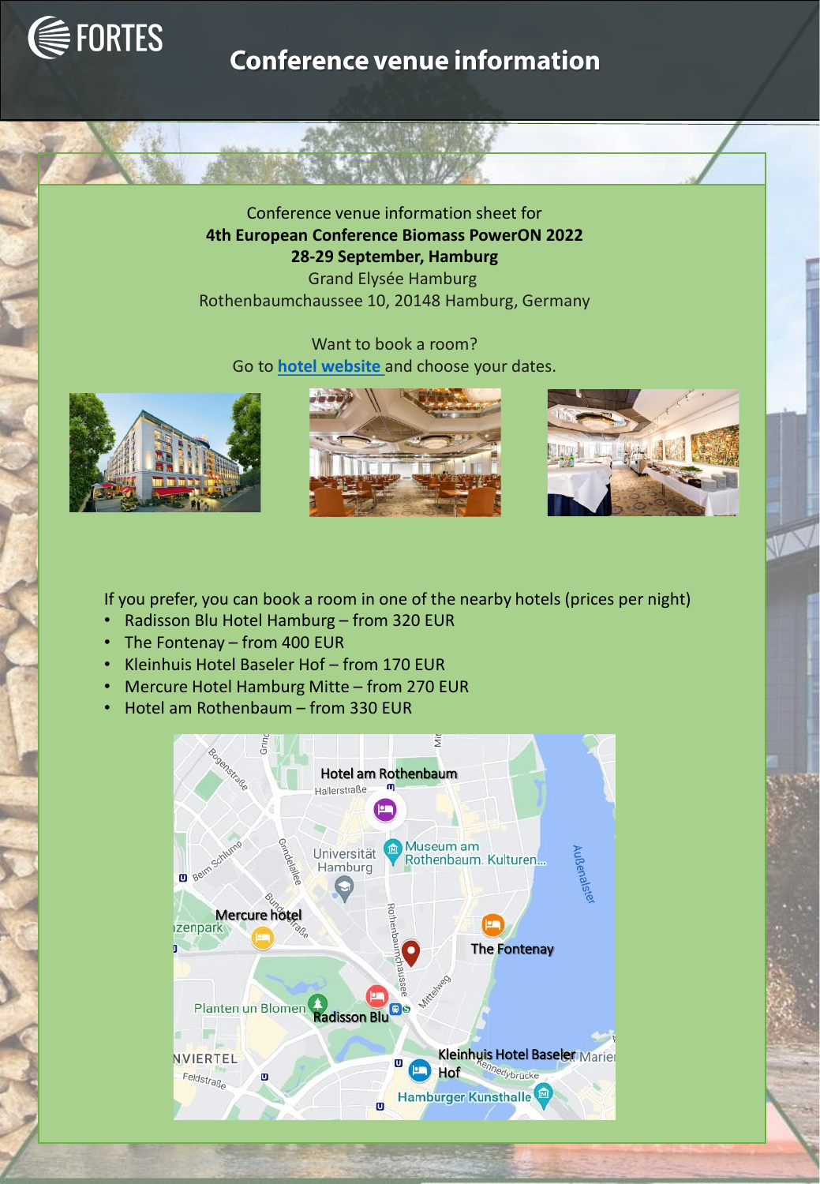# Conference venue information

Conference venue information sheet for
**4th European Conference Biomass PowerON 2022**
**28-29 September, Hamburg**
Grand Elysée Hamburg
Rothenbaumchaussee 10, 20148 Hamburg, Germany

Want to book a room?
Go to **hotel website** and choose your dates.

If you prefer, you can book a room in one of the nearby hotels (prices per night)

- Radisson Blu Hotel Hamburg – from 320 EUR
- The Fontenay – from 400 EUR
- Kleinhuis Hotel Baseler Hof – from 170 EUR
- Mercure Hotel Hamburg Mitte – from 270 EUR
- Hotel am Rothenbaum – from 330 EUR